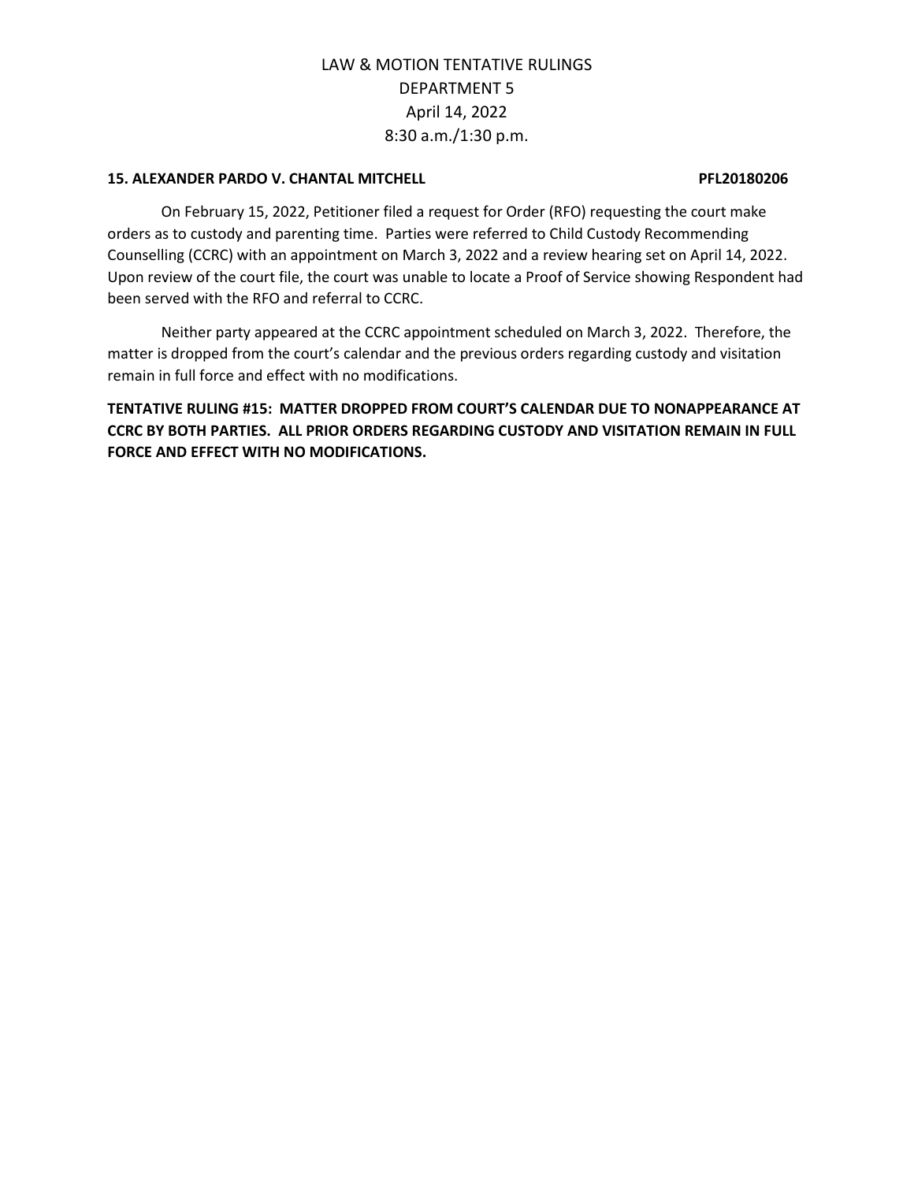# LAW & MOTION TENTATIVE RULINGS
## DEPARTMENT 5
## April 14, 2022
## 8:30 a.m./1:30 p.m.

**15. ALEXANDER PARDO V. CHANTAL MITCHELL PFL20180206**

On February 15, 2022, Petitioner filed a request for Order (RFO) requesting the court make orders as to custody and parenting time. Parties were referred to Child Custody Recommending Counselling (CCRC) with an appointment on March 3, 2022 and a review hearing set on April 14, 2022. Upon review of the court file, the court was unable to locate a Proof of Service showing Respondent had been served with the RFO and referral to CCRC.

Neither party appeared at the CCRC appointment scheduled on March 3, 2022. Therefore, the matter is dropped from the court's calendar and the previous orders regarding custody and visitation remain in full force and effect with no modifications.

**TENTATIVE RULING #15: MATTER DROPPED FROM COURT'S CALENDAR DUE TO NONAPPEARANCE AT CCRC BY BOTH PARTIES. ALL PRIOR ORDERS REGARDING CUSTODY AND VISITATION REMAIN IN FULL FORCE AND EFFECT WITH NO MODIFICATIONS.**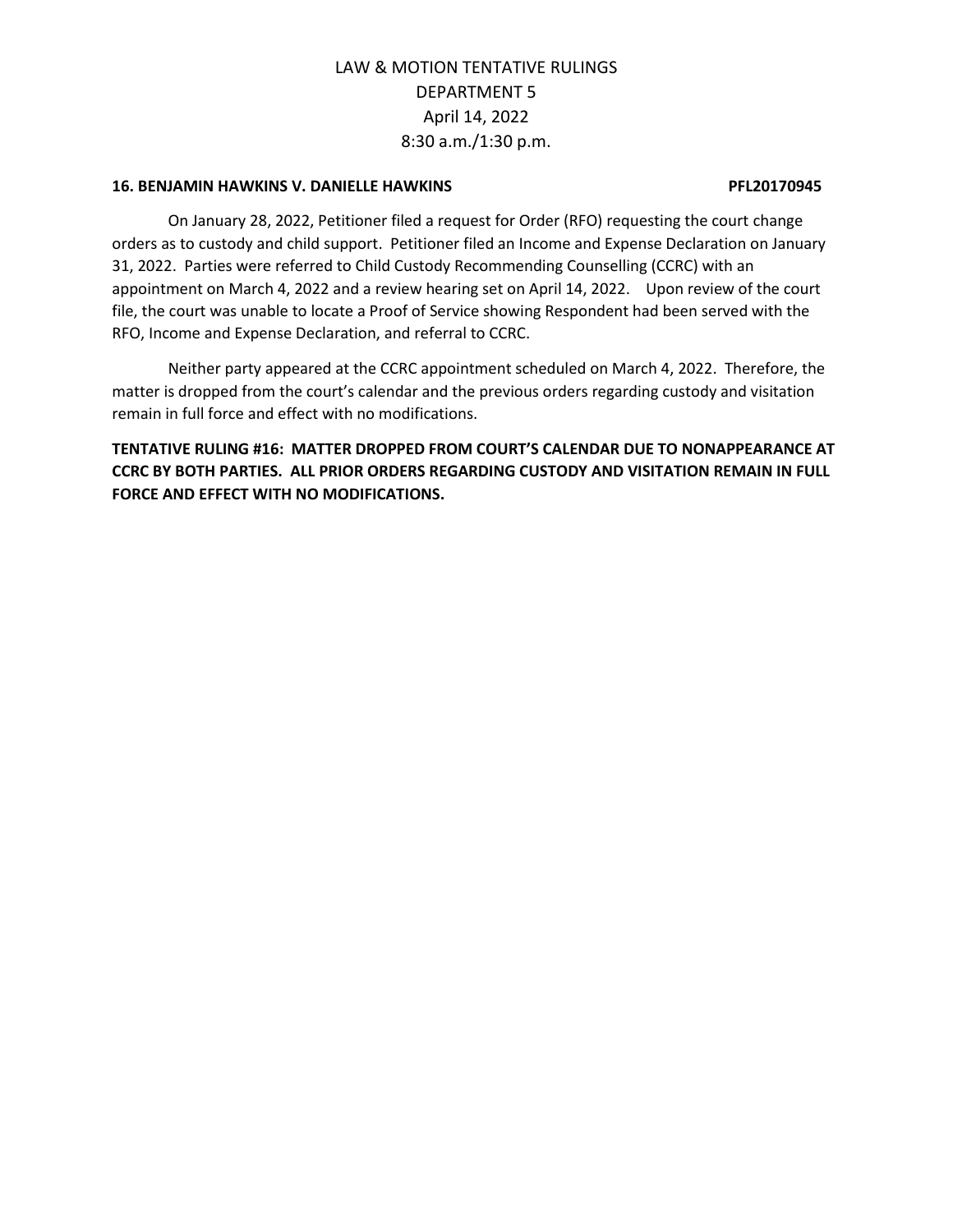LAW & MOTION TENTATIVE RULINGS
DEPARTMENT 5
April 14, 2022
8:30 a.m./1:30 p.m.

**16. BENJAMIN HAWKINS V. DANIELLE HAWKINS PFL20170945**

On January 28, 2022, Petitioner filed a request for Order (RFO) requesting the court change orders as to custody and child support. Petitioner filed an Income and Expense Declaration on January 31, 2022. Parties were referred to Child Custody Recommending Counselling (CCRC) with an appointment on March 4, 2022 and a review hearing set on April 14, 2022. Upon review of the court file, the court was unable to locate a Proof of Service showing Respondent had been served with the RFO, Income and Expense Declaration, and referral to CCRC.

Neither party appeared at the CCRC appointment scheduled on March 4, 2022. Therefore, the matter is dropped from the court's calendar and the previous orders regarding custody and visitation remain in full force and effect with no modifications.

**TENTATIVE RULING #16: MATTER DROPPED FROM COURT'S CALENDAR DUE TO NONAPPEARANCE AT CCRC BY BOTH PARTIES. ALL PRIOR ORDERS REGARDING CUSTODY AND VISITATION REMAIN IN FULL FORCE AND EFFECT WITH NO MODIFICATIONS.**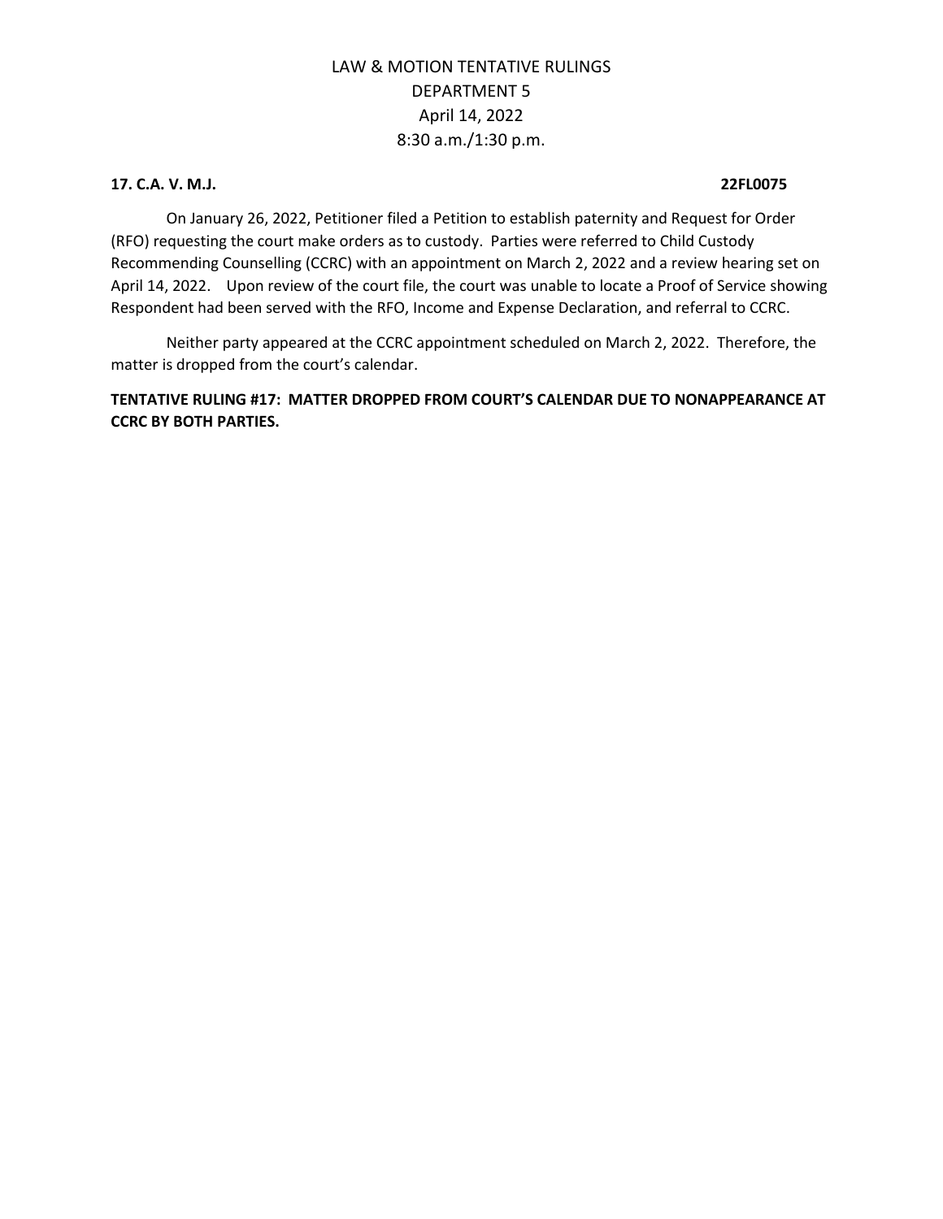LAW & MOTION TENTATIVE RULINGS
DEPARTMENT 5
April 14, 2022
8:30 a.m./1:30 p.m.

**17. C.A. V. M.J. 22FL0075**

On January 26, 2022, Petitioner filed a Petition to establish paternity and Request for Order (RFO) requesting the court make orders as to custody. Parties were referred to Child Custody Recommending Counselling (CCRC) with an appointment on March 2, 2022 and a review hearing set on April 14, 2022. Upon review of the court file, the court was unable to locate a Proof of Service showing Respondent had been served with the RFO, Income and Expense Declaration, and referral to CCRC.

Neither party appeared at the CCRC appointment scheduled on March 2, 2022. Therefore, the matter is dropped from the court's calendar.

**TENTATIVE RULING #17: MATTER DROPPED FROM COURT'S CALENDAR DUE TO NONAPPEARANCE AT CCRC BY BOTH PARTIES.**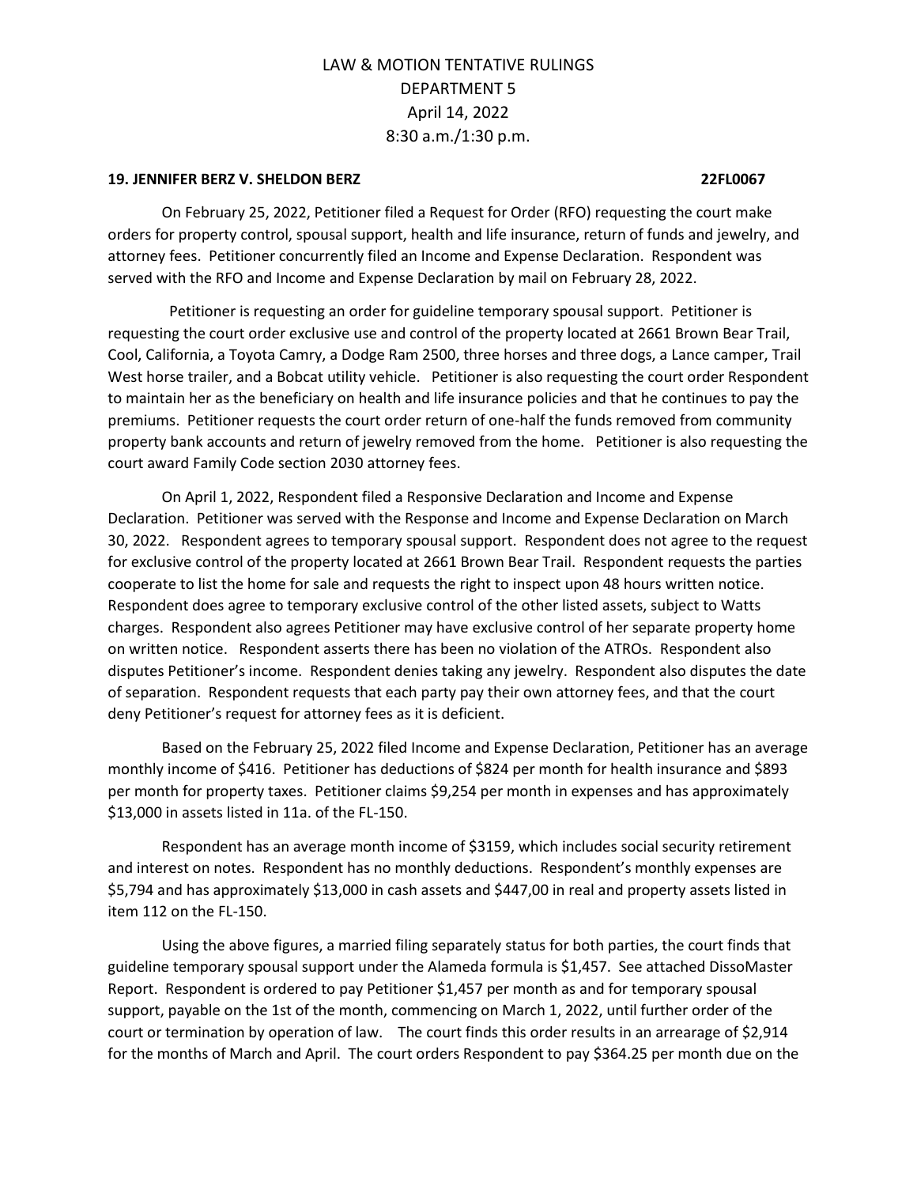LAW & MOTION TENTATIVE RULINGS
DEPARTMENT 5
April 14, 2022
8:30 a.m./1:30 p.m.

**19. JENNIFER BERZ V. SHELDON BERZ 22FL0067**

On February 25, 2022, Petitioner filed a Request for Order (RFO) requesting the court make orders for property control, spousal support, health and life insurance, return of funds and jewelry, and attorney fees. Petitioner concurrently filed an Income and Expense Declaration. Respondent was served with the RFO and Income and Expense Declaration by mail on February 28, 2022.

Petitioner is requesting an order for guideline temporary spousal support. Petitioner is requesting the court order exclusive use and control of the property located at 2661 Brown Bear Trail, Cool, California, a Toyota Camry, a Dodge Ram 2500, three horses and three dogs, a Lance camper, Trail West horse trailer, and a Bobcat utility vehicle. Petitioner is also requesting the court order Respondent to maintain her as the beneficiary on health and life insurance policies and that he continues to pay the premiums. Petitioner requests the court order return of one-half the funds removed from community property bank accounts and return of jewelry removed from the home. Petitioner is also requesting the court award Family Code section 2030 attorney fees.

On April 1, 2022, Respondent filed a Responsive Declaration and Income and Expense Declaration. Petitioner was served with the Response and Income and Expense Declaration on March 30, 2022. Respondent agrees to temporary spousal support. Respondent does not agree to the request for exclusive control of the property located at 2661 Brown Bear Trail. Respondent requests the parties cooperate to list the home for sale and requests the right to inspect upon 48 hours written notice. Respondent does agree to temporary exclusive control of the other listed assets, subject to Watts charges. Respondent also agrees Petitioner may have exclusive control of her separate property home on written notice. Respondent asserts there has been no violation of the ATROs. Respondent also disputes Petitioner's income. Respondent denies taking any jewelry. Respondent also disputes the date of separation. Respondent requests that each party pay their own attorney fees, and that the court deny Petitioner's request for attorney fees as it is deficient.

Based on the February 25, 2022 filed Income and Expense Declaration, Petitioner has an average monthly income of $416. Petitioner has deductions of $824 per month for health insurance and $893 per month for property taxes. Petitioner claims $9,254 per month in expenses and has approximately $13,000 in assets listed in 11a. of the FL-150.

Respondent has an average month income of $3159, which includes social security retirement and interest on notes. Respondent has no monthly deductions. Respondent's monthly expenses are $5,794 and has approximately $13,000 in cash assets and $447,00 in real and property assets listed in item 112 on the FL-150.

Using the above figures, a married filing separately status for both parties, the court finds that guideline temporary spousal support under the Alameda formula is $1,457. See attached DissoMaster Report. Respondent is ordered to pay Petitioner $1,457 per month as and for temporary spousal support, payable on the 1st of the month, commencing on March 1, 2022, until further order of the court or termination by operation of law. The court finds this order results in an arrearage of $2,914 for the months of March and April. The court orders Respondent to pay $364.25 per month due on the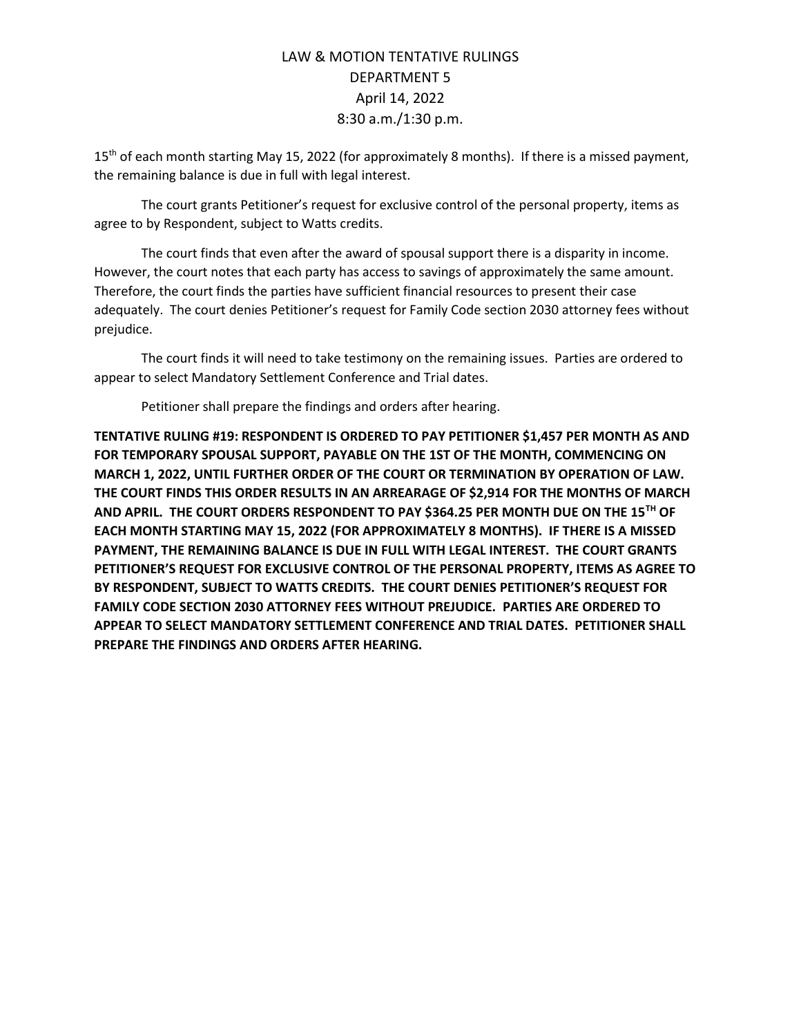15th of each month starting May 15, 2022 (for approximately 8 months). If there is a missed payment, the remaining balance is due in full with legal interest.

The court grants Petitioner's request for exclusive control of the personal property, items as agree to by Respondent, subject to Watts credits.

The court finds that even after the award of spousal support there is a disparity in income. However, the court notes that each party has access to savings of approximately the same amount. Therefore, the court finds the parties have sufficient financial resources to present their case adequately. The court denies Petitioner's request for Family Code section 2030 attorney fees without prejudice.

The court finds it will need to take testimony on the remaining issues. Parties are ordered to appear to select Mandatory Settlement Conference and Trial dates.

Petitioner shall prepare the findings and orders after hearing.

**TENTATIVE RULING #19: RESPONDENT IS ORDERED TO PAY PETITIONER $1,457 PER MONTH AS AND FOR TEMPORARY SPOUSAL SUPPORT, PAYABLE ON THE 1ST OF THE MONTH, COMMENCING ON MARCH 1, 2022, UNTIL FURTHER ORDER OF THE COURT OR TERMINATION BY OPERATION OF LAW. THE COURT FINDS THIS ORDER RESULTS IN AN ARREARAGE OF $2,914 FOR THE MONTHS OF MARCH AND APRIL. THE COURT ORDERS RESPONDENT TO PAY $364.25 PER MONTH DUE ON THE 15TH OF EACH MONTH STARTING MAY 15, 2022 (FOR APPROXIMATELY 8 MONTHS). IF THERE IS A MISSED PAYMENT, THE REMAINING BALANCE IS DUE IN FULL WITH LEGAL INTEREST. THE COURT GRANTS PETITIONER'S REQUEST FOR EXCLUSIVE CONTROL OF THE PERSONAL PROPERTY, ITEMS AS AGREE TO BY RESPONDENT, SUBJECT TO WATTS CREDITS. THE COURT DENIES PETITIONER'S REQUEST FOR FAMILY CODE SECTION 2030 ATTORNEY FEES WITHOUT PREJUDICE. PARTIES ARE ORDERED TO APPEAR TO SELECT MANDATORY SETTLEMENT CONFERENCE AND TRIAL DATES. PETITIONER SHALL PREPARE THE FINDINGS AND ORDERS AFTER HEARING.**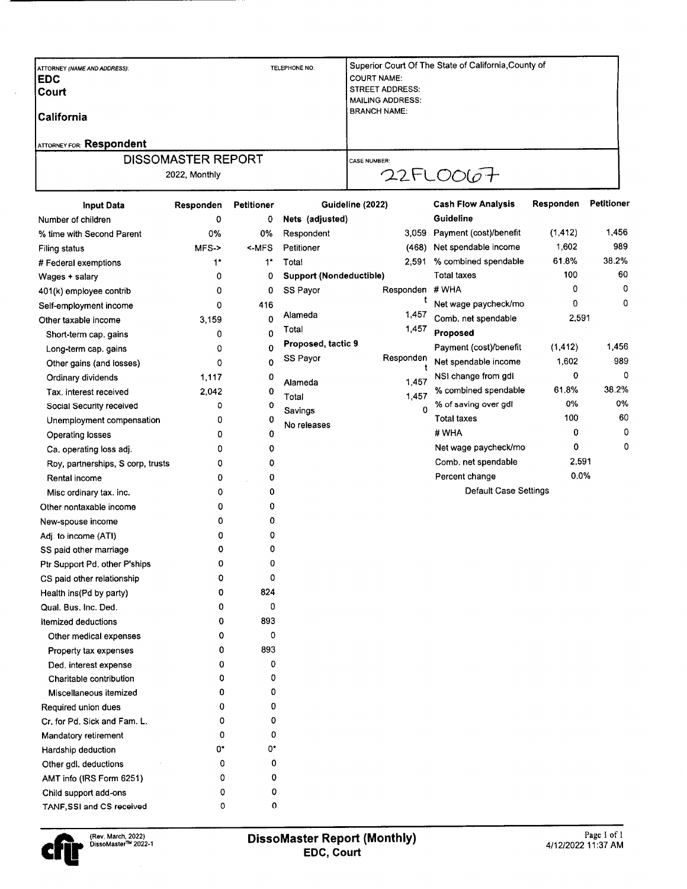| ATTORNEY (NAME AND ADDRESS): | TELEPHONE NO: | Superior Court Of The State of California,County of |
|---|---|---|
| **EDC** | | COURT NAME: |
| **Court** | | STREET ADDRESS: |
| **California** | | MAILING ADDRESS: |
| | | BRANCH NAME: |
| ATTORNEY FOR: **Respondent** | | |

| DISSOMASTER REPORT | CASE NUMBER: |
|---|---|
| 2022, Monthly | 22FL00067 |

| Input Data | Responden | Petitioner |
|---|---|---|
| Number of children | 0 | 0 |
| % time with Second Parent | 0% | 0% |
| Filing status | MFS-> | <-MFS |
| # Federal exemptions | 1* | 1* |
| Wages + salary | 0 | 0 |
| 401(k) employee contrib | 0 | 0 |
| Self-employment income | 0 | 416 |
| Other taxable income | 3,159 | 0 |
| Short-term cap. gains | 0 | 0 |
| Long-term cap. gains | 0 | 0 |
| Other gains (and losses) | 0 | 0 |
| Ordinary dividends | 1,117 | 0 |
| Tax. interest received | 2,042 | 0 |
| Social Security received | 0 | 0 |
| Unemployment compensation | 0 | 0 |
| Operating losses | 0 | 0 |
| Ca. operating loss adj. | 0 | 0 |
| Roy, partnerships, S corp, trusts | 0 | 0 |
| Rental income | 0 | 0 |
| Misc ordinary tax. inc. | 0 | 0 |
| Other nontaxable income | 0 | 0 |
| New-spouse income | 0 | 0 |
| Adj. to income (ATI) | 0 | 0 |
| SS paid other marriage | 0 | 0 |
| Ptr Support Pd. other P'ships | 0 | 0 |
| CS paid other relationship | 0 | 0 |
| Health ins(Pd by party) | 0 | 824 |
| Qual. Bus. Inc. Ded. | 0 | 0 |
| Itemized deductions | 0 | 893 |
| Other medical expenses | 0 | 0 |
| Property tax expenses | 0 | 893 |
| Ded. interest expense | 0 | 0 |
| Charitable contribution | 0 | 0 |
| Miscellaneous itemized | 0 | 0 |
| Required union dues | 0 | 0 |
| Cr. for Pd. Sick and Fam. L. | 0 | 0 |
| Mandatory retirement | 0 | 0 |
| Hardship deduction | 0* | 0* |
| Other gdl. deductions | 0 | 0 |
| AMT info (IRS Form 6251) | 0 | 0 |
| Child support add-ons | 0 | 0 |
| TANF,SSI and CS received | 0 | 0 |

| Guideline (2022) | |
|---|---|
| **Nets (adjusted)** | |
| Respondent | 3,059 |
| Petitioner | (468) |
| Total | 2,591 |
| **Support (Nondeductible)** | |
| SS Payor | Respondent |
| Alameda | 1,457 |
| Total | 1,457 |
| **Proposed, tactic 9** | |
| SS Payor | Respondent |
| Alameda | 1,457 |
| Total | 1,457 |
| Savings | 0 |
| No releases | |

| Cash Flow Analysis | Responden | Petitioner |
|---|---|---|
| **Guideline** | | |
| Payment (cost)/benefit | (1,412) | 1,456 |
| Net spendable income | 1,602 | 989 |
| % combined spendable | 61.8% | 38.2% |
| Total taxes | 100 | 60 |
| # WHA | 0 | 0 |
| Net wage paycheck/mo | 0 | 0 |
| Comb. net spendable | 2,591 | |
| **Proposed** | | |
| Payment (cost)/benefit | (1,412) | 1,456 |
| Net spendable income | 1,602 | 989 |
| NSI change from gdl | 0 | 0 |
| % combined spendable | 61.8% | 38.2% |
| % of saving over gdl | 0% | 0% |
| Total taxes | 100 | 60 |
| # WHA | 0 | 0 |
| Net wage paycheck/mo | 0 | 0 |
| Comb. net spendable | 2,591 | |
| Percent change | 0.0% | |

Default Case Settings

(Rev. March, 2022) DissoMaster™ 2022-1

**DissoMaster Report (Monthly)**
**EDC, Court**

4/12/2022 11:37 AM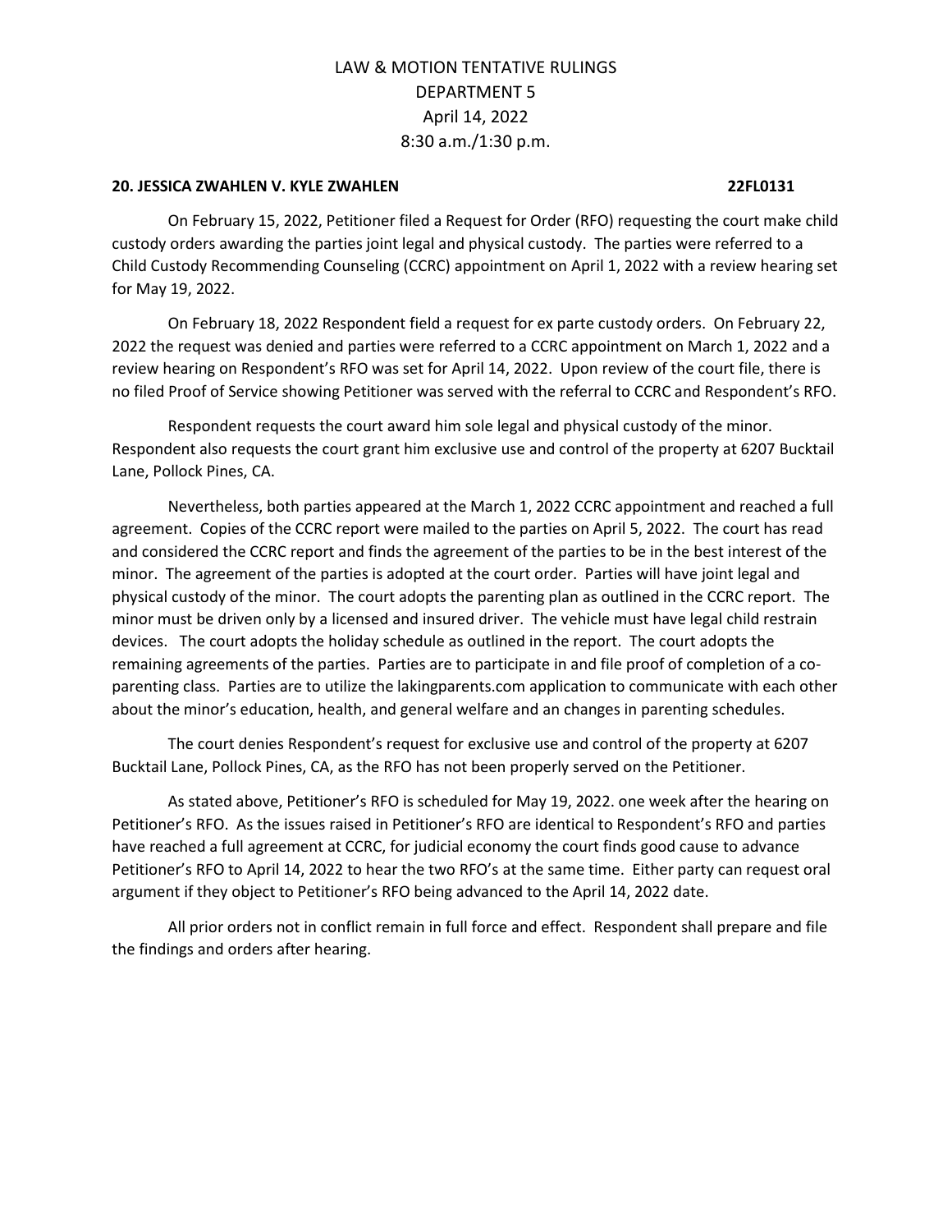# LAW & MOTION TENTATIVE RULINGS
# DEPARTMENT 5
# April 14, 2022
# 8:30 a.m./1:30 p.m.

**20. JESSICA ZWAHLEN V. KYLE ZWAHLEN 22FL0131**

On February 15, 2022, Petitioner filed a Request for Order (RFO) requesting the court make child custody orders awarding the parties joint legal and physical custody. The parties were referred to a Child Custody Recommending Counseling (CCRC) appointment on April 1, 2022 with a review hearing set for May 19, 2022.

On February 18, 2022 Respondent field a request for ex parte custody orders. On February 22, 2022 the request was denied and parties were referred to a CCRC appointment on March 1, 2022 and a review hearing on Respondent's RFO was set for April 14, 2022. Upon review of the court file, there is no filed Proof of Service showing Petitioner was served with the referral to CCRC and Respondent's RFO.

Respondent requests the court award him sole legal and physical custody of the minor. Respondent also requests the court grant him exclusive use and control of the property at 6207 Bucktail Lane, Pollock Pines, CA.

Nevertheless, both parties appeared at the March 1, 2022 CCRC appointment and reached a full agreement. Copies of the CCRC report were mailed to the parties on April 5, 2022. The court has read and considered the CCRC report and finds the agreement of the parties to be in the best interest of the minor. The agreement of the parties is adopted at the court order. Parties will have joint legal and physical custody of the minor. The court adopts the parenting plan as outlined in the CCRC report. The minor must be driven only by a licensed and insured driver. The vehicle must have legal child restrain devices. The court adopts the holiday schedule as outlined in the report. The court adopts the remaining agreements of the parties. Parties are to participate in and file proof of completion of a co-parenting class. Parties are to utilize the lakingparents.com application to communicate with each other about the minor's education, health, and general welfare and an changes in parenting schedules.

The court denies Respondent's request for exclusive use and control of the property at 6207 Bucktail Lane, Pollock Pines, CA, as the RFO has not been properly served on the Petitioner.

As stated above, Petitioner's RFO is scheduled for May 19, 2022. one week after the hearing on Petitioner's RFO. As the issues raised in Petitioner's RFO are identical to Respondent's RFO and parties have reached a full agreement at CCRC, for judicial economy the court finds good cause to advance Petitioner's RFO to April 14, 2022 to hear the two RFO's at the same time. Either party can request oral argument if they object to Petitioner's RFO being advanced to the April 14, 2022 date.

All prior orders not in conflict remain in full force and effect. Respondent shall prepare and file the findings and orders after hearing.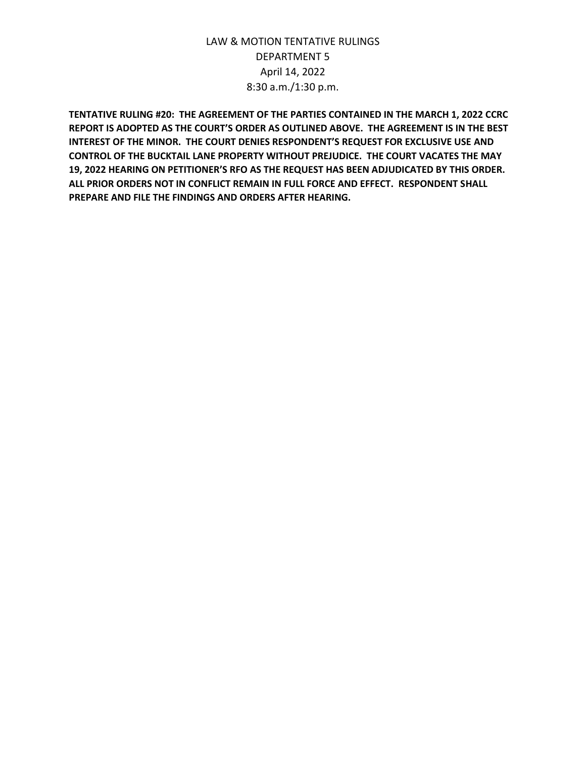**TENTATIVE RULING #20: THE AGREEMENT OF THE PARTIES CONTAINED IN THE MARCH 1, 2022 CCRC REPORT IS ADOPTED AS THE COURT'S ORDER AS OUTLINED ABOVE. THE AGREEMENT IS IN THE BEST INTEREST OF THE MINOR. THE COURT DENIES RESPONDENT'S REQUEST FOR EXCLUSIVE USE AND CONTROL OF THE BUCKTAIL LANE PROPERTY WITHOUT PREJUDICE. THE COURT VACATES THE MAY 19, 2022 HEARING ON PETITIONER'S RFO AS THE REQUEST HAS BEEN ADJUDICATED BY THIS ORDER. ALL PRIOR ORDERS NOT IN CONFLICT REMAIN IN FULL FORCE AND EFFECT. RESPONDENT SHALL PREPARE AND FILE THE FINDINGS AND ORDERS AFTER HEARING.**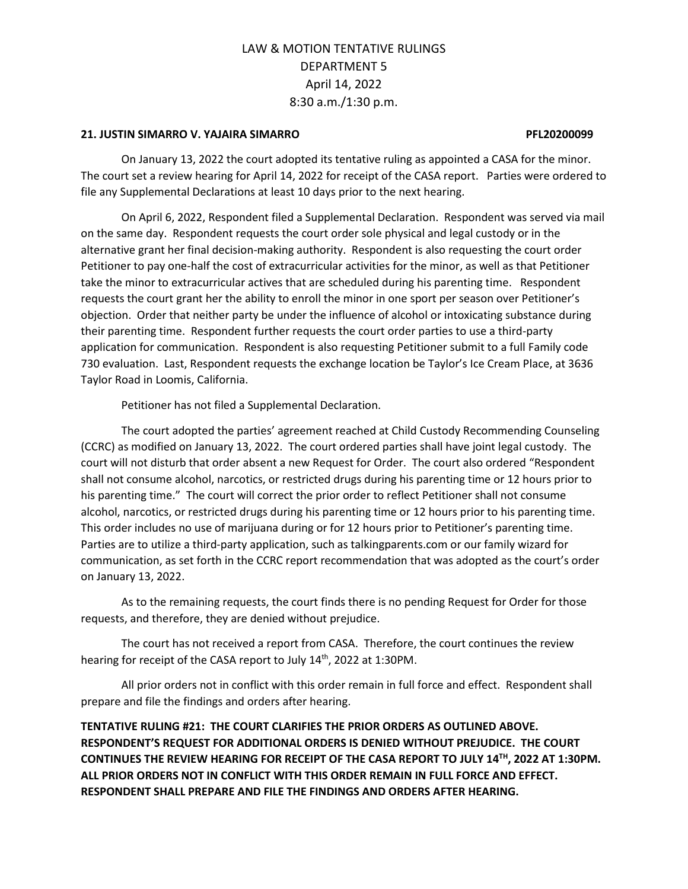LAW & MOTION TENTATIVE RULINGS
DEPARTMENT 5
April 14, 2022
8:30 a.m./1:30 p.m.

**21. JUSTIN SIMARRO V. YAJAIRA SIMARRO PFL20200099**

On January 13, 2022 the court adopted its tentative ruling as appointed a CASA for the minor. The court set a review hearing for April 14, 2022 for receipt of the CASA report. Parties were ordered to file any Supplemental Declarations at least 10 days prior to the next hearing.

On April 6, 2022, Respondent filed a Supplemental Declaration. Respondent was served via mail on the same day. Respondent requests the court order sole physical and legal custody or in the alternative grant her final decision-making authority. Respondent is also requesting the court order Petitioner to pay one-half the cost of extracurricular activities for the minor, as well as that Petitioner take the minor to extracurricular actives that are scheduled during his parenting time. Respondent requests the court grant her the ability to enroll the minor in one sport per season over Petitioner's objection. Order that neither party be under the influence of alcohol or intoxicating substance during their parenting time. Respondent further requests the court order parties to use a third-party application for communication. Respondent is also requesting Petitioner submit to a full Family code 730 evaluation. Last, Respondent requests the exchange location be Taylor's Ice Cream Place, at 3636 Taylor Road in Loomis, California.

Petitioner has not filed a Supplemental Declaration.

The court adopted the parties' agreement reached at Child Custody Recommending Counseling (CCRC) as modified on January 13, 2022. The court ordered parties shall have joint legal custody. The court will not disturb that order absent a new Request for Order. The court also ordered "Respondent shall not consume alcohol, narcotics, or restricted drugs during his parenting time or 12 hours prior to his parenting time." The court will correct the prior order to reflect Petitioner shall not consume alcohol, narcotics, or restricted drugs during his parenting time or 12 hours prior to his parenting time. This order includes no use of marijuana during or for 12 hours prior to Petitioner's parenting time. Parties are to utilize a third-party application, such as talkingparents.com or our family wizard for communication, as set forth in the CCRC report recommendation that was adopted as the court's order on January 13, 2022.

As to the remaining requests, the court finds there is no pending Request for Order for those requests, and therefore, they are denied without prejudice.

The court has not received a report from CASA. Therefore, the court continues the review hearing for receipt of the CASA report to July 14th, 2022 at 1:30PM.

All prior orders not in conflict with this order remain in full force and effect. Respondent shall prepare and file the findings and orders after hearing.

**TENTATIVE RULING #21: THE COURT CLARIFIES THE PRIOR ORDERS AS OUTLINED ABOVE. RESPONDENT'S REQUEST FOR ADDITIONAL ORDERS IS DENIED WITHOUT PREJUDICE. THE COURT CONTINUES THE REVIEW HEARING FOR RECEIPT OF THE CASA REPORT TO JULY 14TH, 2022 AT 1:30PM. ALL PRIOR ORDERS NOT IN CONFLICT WITH THIS ORDER REMAIN IN FULL FORCE AND EFFECT. RESPONDENT SHALL PREPARE AND FILE THE FINDINGS AND ORDERS AFTER HEARING.**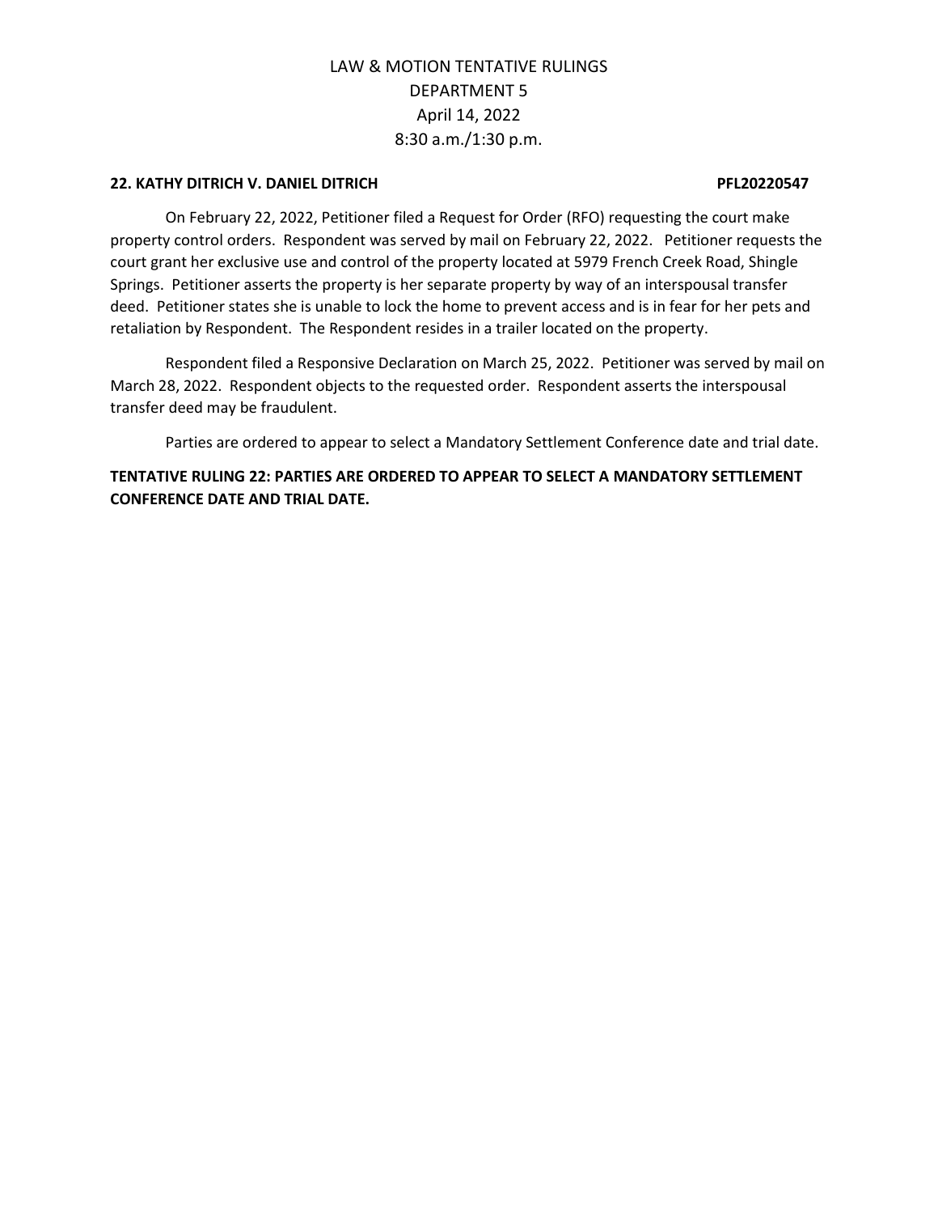**22. KATHY DITRICH V. DANIEL DITRICH PFL20220547**

On February 22, 2022, Petitioner filed a Request for Order (RFO) requesting the court make property control orders. Respondent was served by mail on February 22, 2022. Petitioner requests the court grant her exclusive use and control of the property located at 5979 French Creek Road, Shingle Springs. Petitioner asserts the property is her separate property by way of an interspousal transfer deed. Petitioner states she is unable to lock the home to prevent access and is in fear for her pets and retaliation by Respondent. The Respondent resides in a trailer located on the property.

Respondent filed a Responsive Declaration on March 25, 2022. Petitioner was served by mail on March 28, 2022. Respondent objects to the requested order. Respondent asserts the interspousal transfer deed may be fraudulent.

Parties are ordered to appear to select a Mandatory Settlement Conference date and trial date.

**TENTATIVE RULING 22: PARTIES ARE ORDERED TO APPEAR TO SELECT A MANDATORY SETTLEMENT CONFERENCE DATE AND TRIAL DATE.**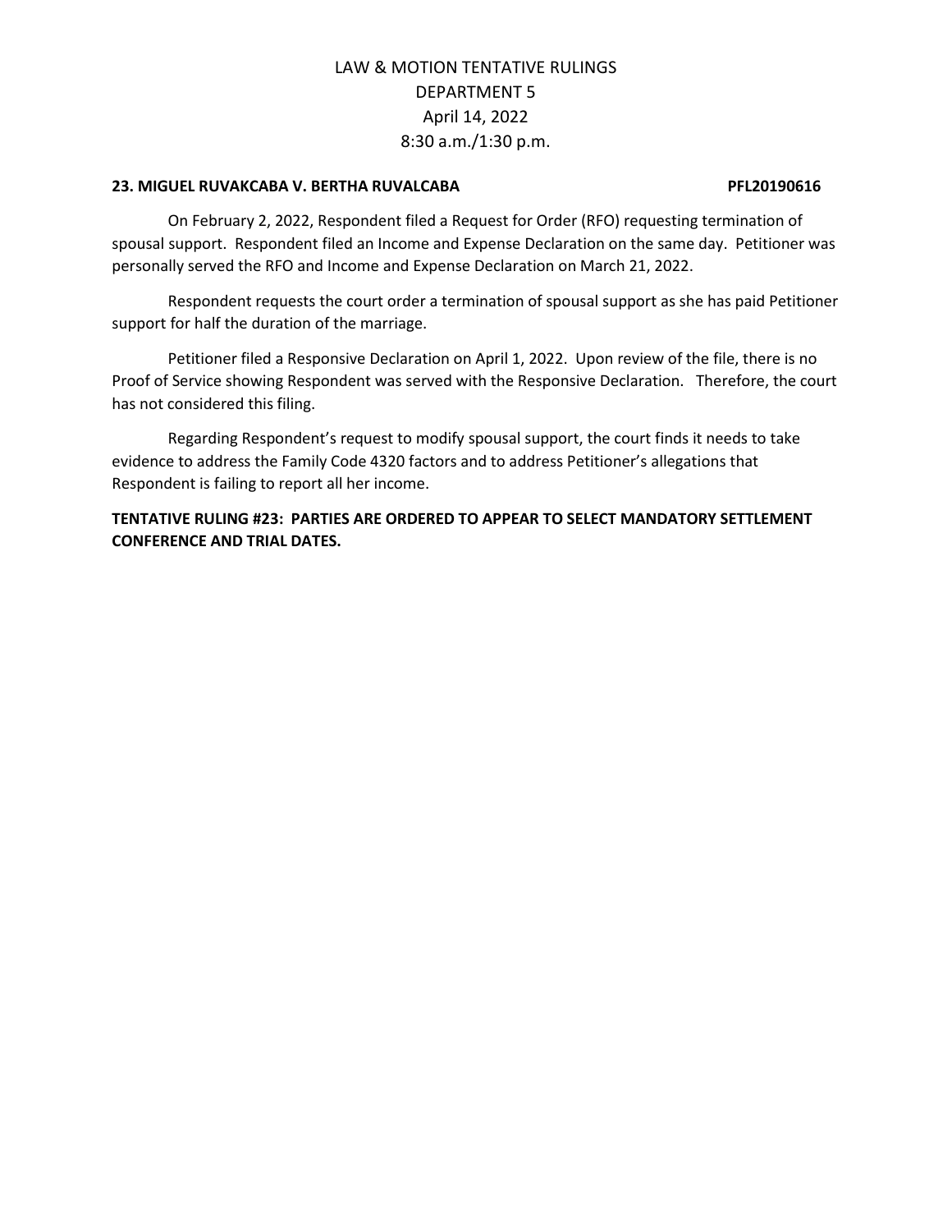**23. MIGUEL RUVAKCABA V. BERTHA RUVALCABA PFL20190616**

On February 2, 2022, Respondent filed a Request for Order (RFO) requesting termination of spousal support. Respondent filed an Income and Expense Declaration on the same day. Petitioner was personally served the RFO and Income and Expense Declaration on March 21, 2022.

Respondent requests the court order a termination of spousal support as she has paid Petitioner support for half the duration of the marriage.

Petitioner filed a Responsive Declaration on April 1, 2022. Upon review of the file, there is no Proof of Service showing Respondent was served with the Responsive Declaration. Therefore, the court has not considered this filing.

Regarding Respondent's request to modify spousal support, the court finds it needs to take evidence to address the Family Code 4320 factors and to address Petitioner's allegations that Respondent is failing to report all her income.

**TENTATIVE RULING #23: PARTIES ARE ORDERED TO APPEAR TO SELECT MANDATORY SETTLEMENT CONFERENCE AND TRIAL DATES.**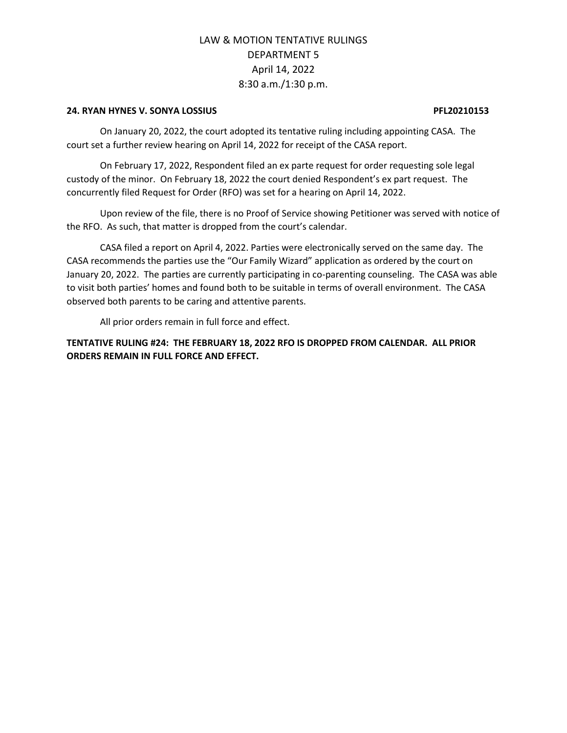LAW & MOTION TENTATIVE RULINGS
DEPARTMENT 5
April 14, 2022
8:30 a.m./1:30 p.m.

**24. RYAN HYNES V. SONYA LOSSIUS PFL20210153**

On January 20, 2022, the court adopted its tentative ruling including appointing CASA. The court set a further review hearing on April 14, 2022 for receipt of the CASA report.

On February 17, 2022, Respondent filed an ex parte request for order requesting sole legal custody of the minor. On February 18, 2022 the court denied Respondent's ex part request. The concurrently filed Request for Order (RFO) was set for a hearing on April 14, 2022.

Upon review of the file, there is no Proof of Service showing Petitioner was served with notice of the RFO. As such, that matter is dropped from the court's calendar.

CASA filed a report on April 4, 2022. Parties were electronically served on the same day. The CASA recommends the parties use the "Our Family Wizard" application as ordered by the court on January 20, 2022. The parties are currently participating in co-parenting counseling. The CASA was able to visit both parties' homes and found both to be suitable in terms of overall environment. The CASA observed both parents to be caring and attentive parents.

All prior orders remain in full force and effect.

**TENTATIVE RULING #24: THE FEBRUARY 18, 2022 RFO IS DROPPED FROM CALENDAR. ALL PRIOR ORDERS REMAIN IN FULL FORCE AND EFFECT.**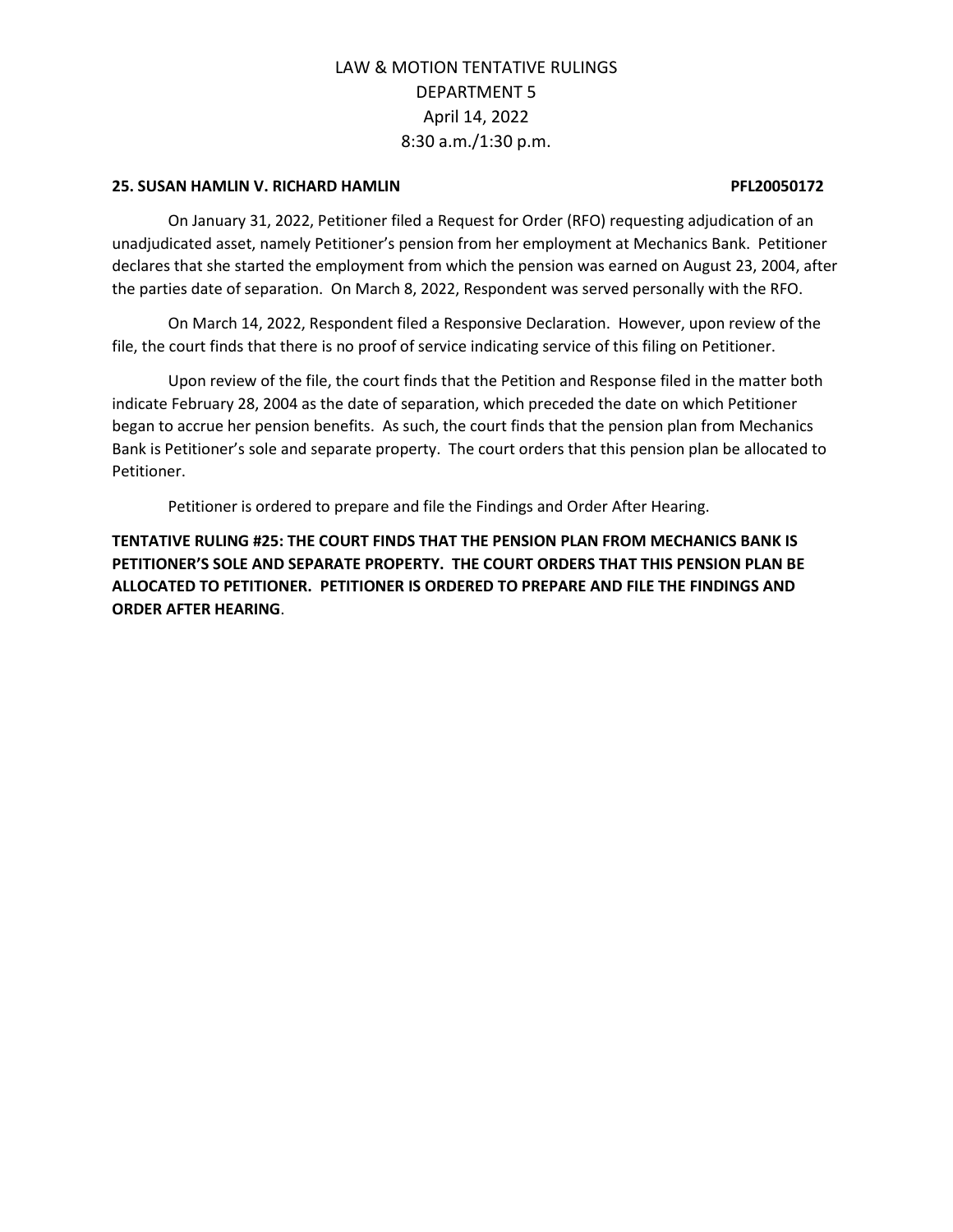# LAW & MOTION TENTATIVE RULINGS
# DEPARTMENT 5
# April 14, 2022
# 8:30 a.m./1:30 p.m.

**25. SUSAN HAMLIN V. RICHARD HAMLIN PFL20050172**

On January 31, 2022, Petitioner filed a Request for Order (RFO) requesting adjudication of an unadjudicated asset, namely Petitioner's pension from her employment at Mechanics Bank. Petitioner declares that she started the employment from which the pension was earned on August 23, 2004, after the parties date of separation. On March 8, 2022, Respondent was served personally with the RFO.

On March 14, 2022, Respondent filed a Responsive Declaration. However, upon review of the file, the court finds that there is no proof of service indicating service of this filing on Petitioner.

Upon review of the file, the court finds that the Petition and Response filed in the matter both indicate February 28, 2004 as the date of separation, which preceded the date on which Petitioner began to accrue her pension benefits. As such, the court finds that the pension plan from Mechanics Bank is Petitioner's sole and separate property. The court orders that this pension plan be allocated to Petitioner.

Petitioner is ordered to prepare and file the Findings and Order After Hearing.

**TENTATIVE RULING #25: THE COURT FINDS THAT THE PENSION PLAN FROM MECHANICS BANK IS PETITIONER'S SOLE AND SEPARATE PROPERTY. THE COURT ORDERS THAT THIS PENSION PLAN BE ALLOCATED TO PETITIONER. PETITIONER IS ORDERED TO PREPARE AND FILE THE FINDINGS AND ORDER AFTER HEARING**.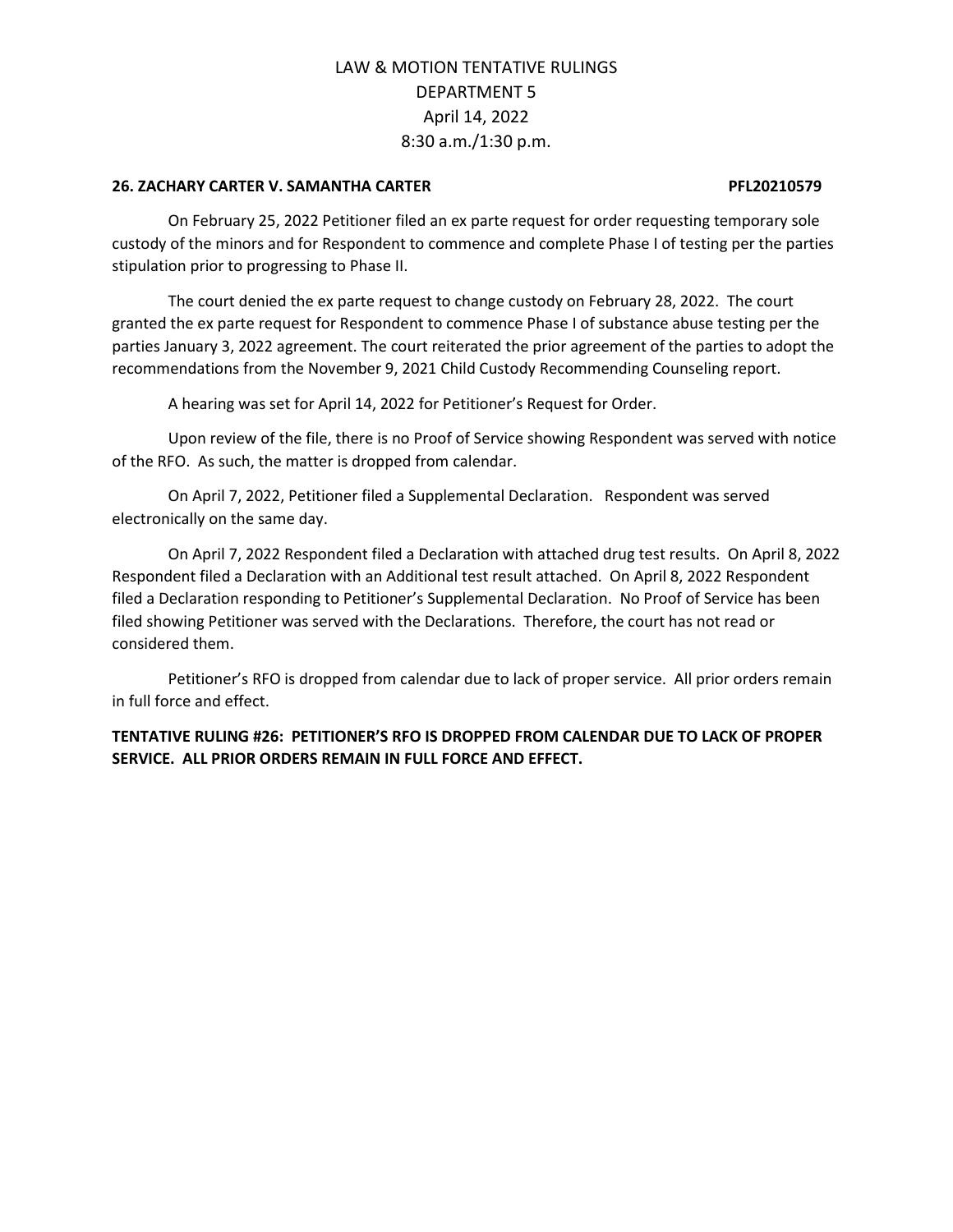# LAW & MOTION TENTATIVE RULINGS
# DEPARTMENT 5
# April 14, 2022
# 8:30 a.m./1:30 p.m.

**26. ZACHARY CARTER V. SAMANTHA CARTER PFL20210579**

On February 25, 2022 Petitioner filed an ex parte request for order requesting temporary sole custody of the minors and for Respondent to commence and complete Phase I of testing per the parties stipulation prior to progressing to Phase II.

The court denied the ex parte request to change custody on February 28, 2022. The court granted the ex parte request for Respondent to commence Phase I of substance abuse testing per the parties January 3, 2022 agreement. The court reiterated the prior agreement of the parties to adopt the recommendations from the November 9, 2021 Child Custody Recommending Counseling report.

A hearing was set for April 14, 2022 for Petitioner's Request for Order.

Upon review of the file, there is no Proof of Service showing Respondent was served with notice of the RFO. As such, the matter is dropped from calendar.

On April 7, 2022, Petitioner filed a Supplemental Declaration. Respondent was served electronically on the same day.

On April 7, 2022 Respondent filed a Declaration with attached drug test results. On April 8, 2022 Respondent filed a Declaration with an Additional test result attached. On April 8, 2022 Respondent filed a Declaration responding to Petitioner's Supplemental Declaration. No Proof of Service has been filed showing Petitioner was served with the Declarations. Therefore, the court has not read or considered them.

Petitioner's RFO is dropped from calendar due to lack of proper service. All prior orders remain in full force and effect.

**TENTATIVE RULING #26: PETITIONER'S RFO IS DROPPED FROM CALENDAR DUE TO LACK OF PROPER SERVICE. ALL PRIOR ORDERS REMAIN IN FULL FORCE AND EFFECT.**